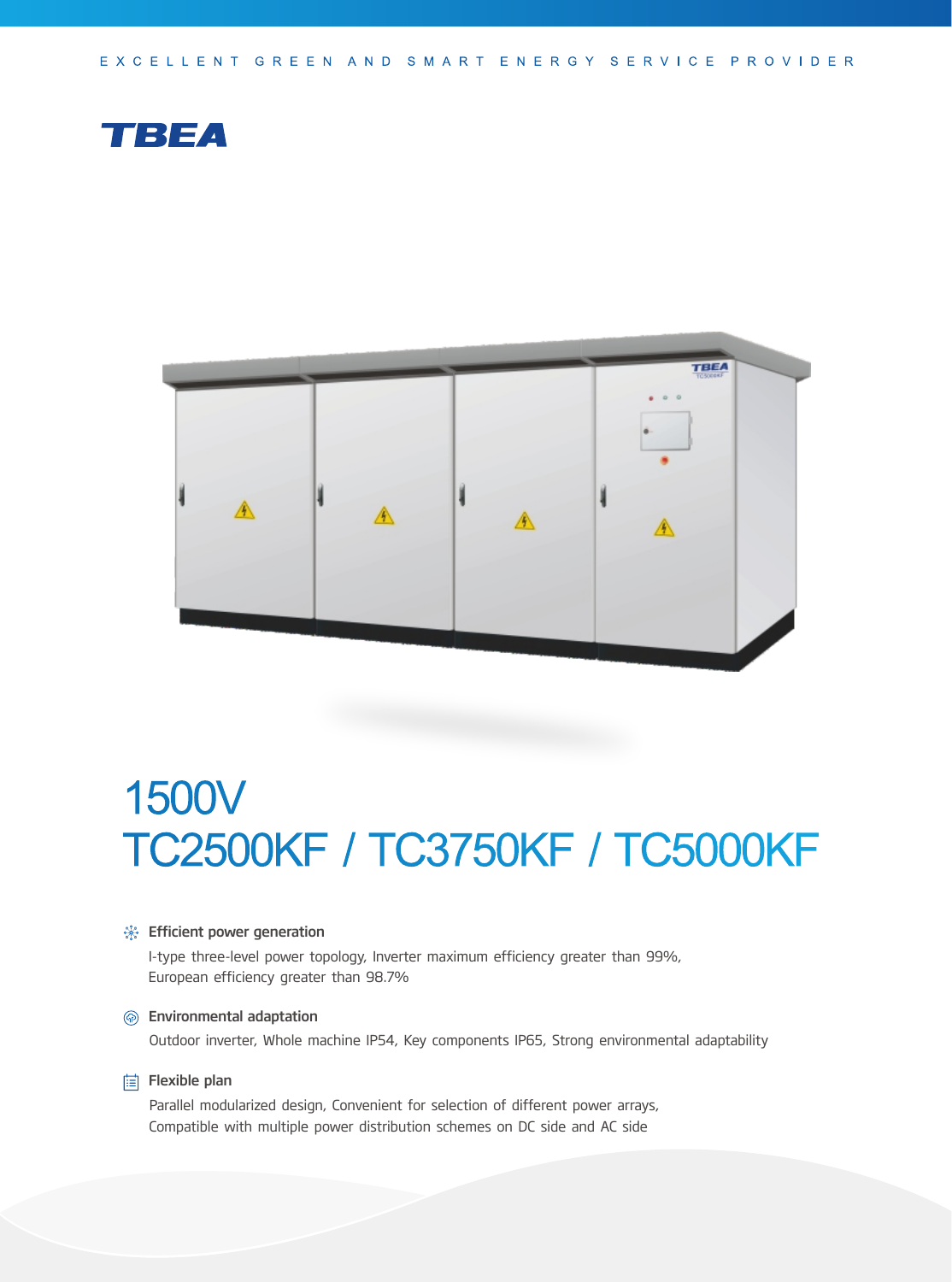EXCELLENT GREEN AND SMART ENERGY SERVICE PROVIDER

TBEA

# 1500V TC2500KF / TC3750KF / TC5000KF

### Efficient power generation

I-type three-level power topology, Inverter maximum efficiency greater than 99%, European efficiency greater than 98.7%

### Environmental adaptation

Outdoor inverter, Whole machine IP54, Key components IP65, Strong environmental adaptability

### Flexible plan

Parallel modularized design, Convenient for selection of different power arrays, Compatible with multiple power distribution schemes on DC side and AC side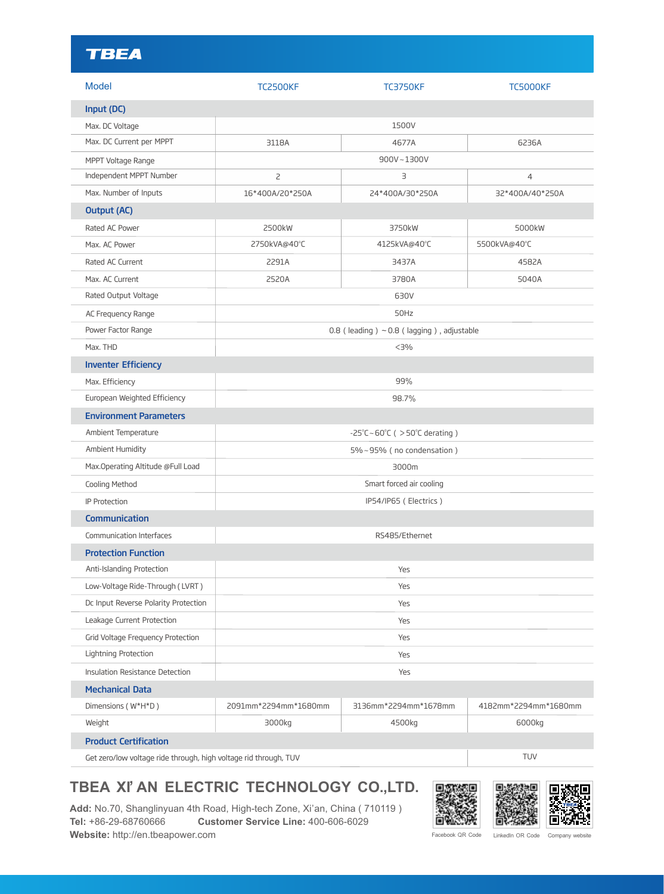# TBEA

| Model | TC2500KF | TC3750KF | TC5000KF |
|---|---|---|---|
| **Input (DC)** | | | |
| Max. DC Voltage | 1500V | | |
| Max. DC Current per MPPT | 3118A | 4677A | 6236A |
| MPPT Voltage Range | 900V~1300V | | |
| Independent MPPT Number | 2 | 3 | 4 |
| Max. Number of Inputs | 16*400A/20*250A | 24*400A/30*250A | 32*400A/40*250A |
| **Output (AC)** | | | |
| Rated AC Power | 2500kW | 3750kW | 5000kW |
| Max. AC Power | 2750kVA@40℃ | 4125kVA@40℃ | 5500kVA@40℃ |
| Rated AC Current | 2291A | 3437A | 4582A |
| Max. AC Current | 2520A | 3780A | 5040A |
| Rated Output Voltage | 630V | | |
| AC Frequency Range | 50Hz | | |
| Power Factor Range | 0.8 ( leading ) ~0.8 ( lagging ) , adjustable | | |
| Max. THD | <3% | | |
| **Inventer Efficiency** | | | |
| Max. Efficiency | 99% | | |
| European Weighted Efficiency | 98.7% | | |
| **Environment Parameters** | | | |
| Ambient Temperature | -25℃~60℃ ( >50℃ derating ) | | |
| Ambient Humidity | 5%~95% ( no condensation ) | | |
| Max.Operating Altitude @Full Load | 3000m | | |
| Cooling Method | Smart forced air cooling | | |
| IP Protection | IP54/IP65 ( Electrics ) | | |
| **Communication** | | | |
| Communication Interfaces | RS485/Ethernet | | |
| **Protection Function** | | | |
| Anti-Islanding Protection | Yes | | |
| Low-Voltage Ride-Through ( LVRT ) | Yes | | |
| Dc Input Reverse Polarity Protection | Yes | | |
| Leakage Current Protection | Yes | | |
| Grid Voltage Frequency Protection | Yes | | |
| Lightning Protection | Yes | | |
| Insulation Resistance Detection | Yes | | |
| **Mechanical Data** | | | |
| Dimensions ( W*H*D ) | 2091mm*2294mm*1680mm | 3136mm*2294mm*1678mm | 4182mm*2294mm*1680mm |
| Weight | 3000kg | 4500kg | 6000kg |
| **Product Certification** | | | |
| Get zero/low voltage ride through, high voltage rid through, TUV | | | TUV |

## TBEA XI' AN ELECTRIC TECHNOLOGY CO.,LTD.

**Add:** No.70, Shanglinyuan 4th Road, High-tech Zone, Xi'an, China ( 710119 )
**Tel:** +86-29-68760666 **Customer Service Line:** 400-606-6029
**Website:** http://en.tbeapower.com

Facebook QR Code LinkedIn QR Code Company website